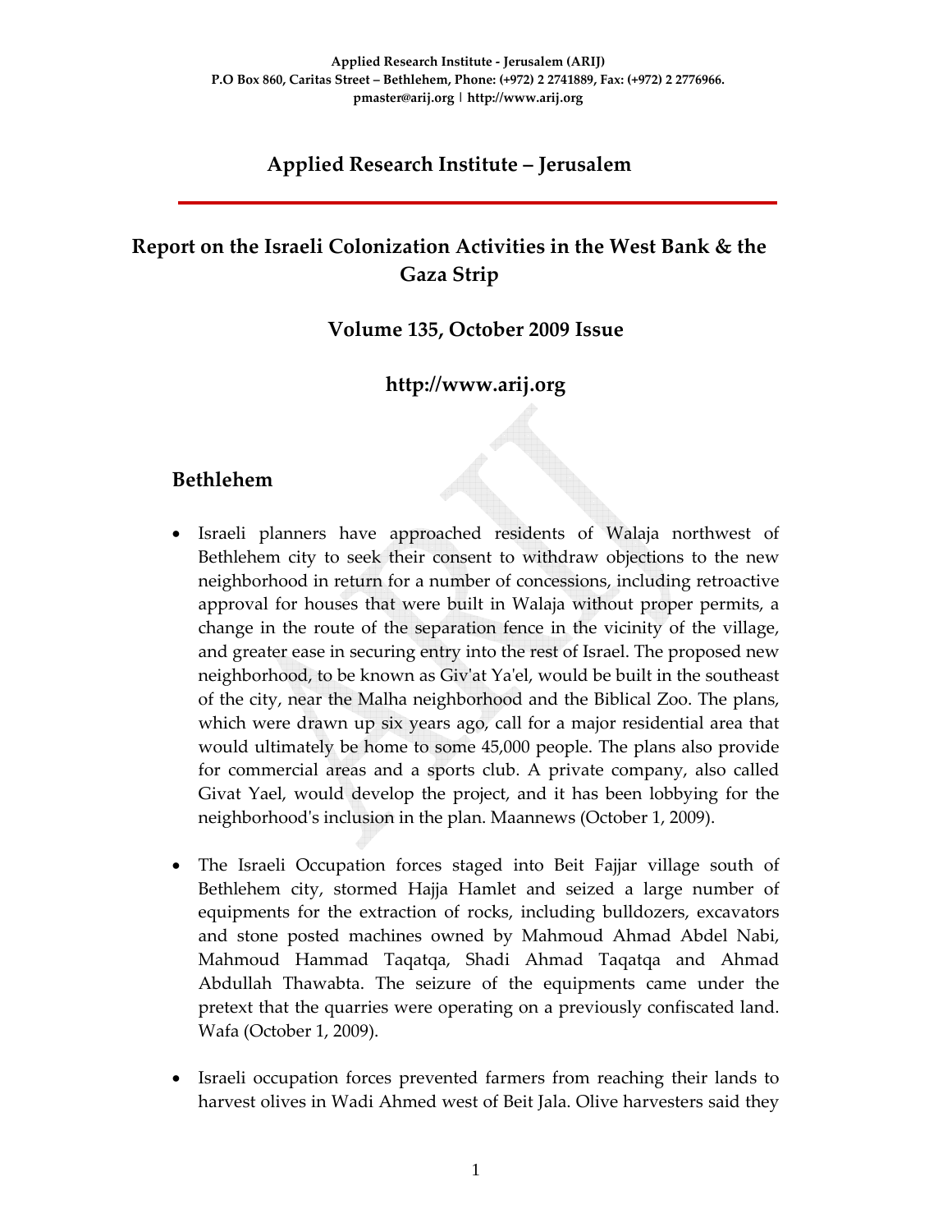Applied Research Institute - Jerusalem (ARIJ)
P.O Box 860, Caritas Street – Bethlehem, Phone: (+972) 2 2741889, Fax: (+972) 2 2776966.
pmaster@arij.org | http://www.arij.org

# Applied Research Institute – Jerusalem

## Report on the Israeli Colonization Activities in the West Bank & the Gaza Strip

### Volume 135, October 2009 Issue

### http://www.arij.org

## Bethlehem

- Israeli planners have approached residents of Walaja northwest of Bethlehem city to seek their consent to withdraw objections to the new neighborhood in return for a number of concessions, including retroactive approval for houses that were built in Walaja without proper permits, a change in the route of the separation fence in the vicinity of the village, and greater ease in securing entry into the rest of Israel. The proposed new neighborhood, to be known as Giv'at Ya'el, would be built in the southeast of the city, near the Malha neighborhood and the Biblical Zoo. The plans, which were drawn up six years ago, call for a major residential area that would ultimately be home to some 45,000 people. The plans also provide for commercial areas and a sports club. A private company, also called Givat Yael, would develop the project, and it has been lobbying for the neighborhood's inclusion in the plan. Maannews (October 1, 2009).

- The Israeli Occupation forces staged into Beit Fajjar village south of Bethlehem city, stormed Hajja Hamlet and seized a large number of equipments for the extraction of rocks, including bulldozers, excavators and stone posted machines owned by Mahmoud Ahmad Abdel Nabi, Mahmoud Hammad Taqatqa, Shadi Ahmad Taqatqa and Ahmad Abdullah Thawabta. The seizure of the equipments came under the pretext that the quarries were operating on a previously confiscated land. Wafa (October 1, 2009).

- Israeli occupation forces prevented farmers from reaching their lands to harvest olives in Wadi Ahmed west of Beit Jala. Olive harvesters said they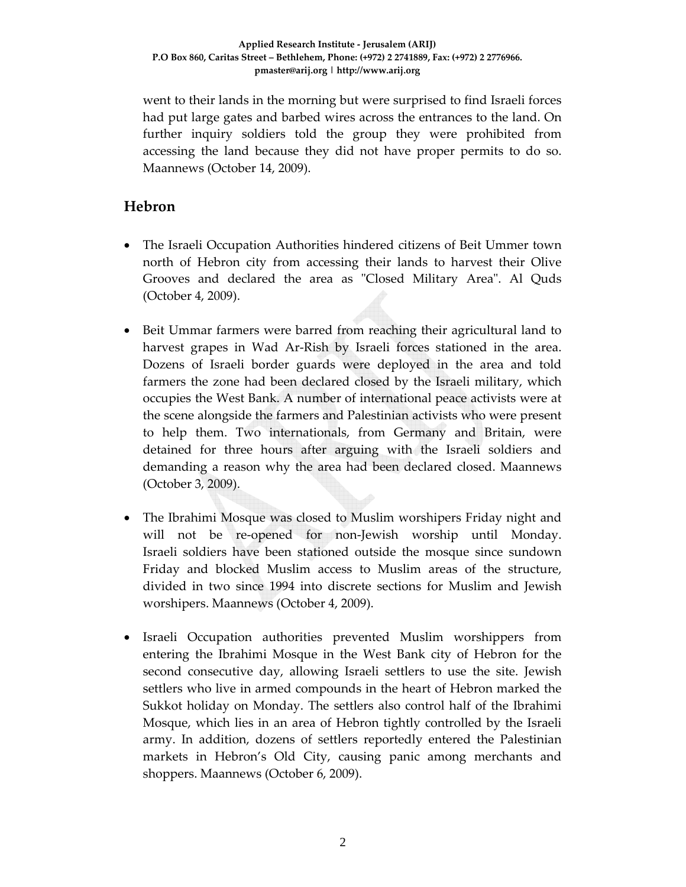went to their lands in the morning but were surprised to find Israeli forces had put large gates and barbed wires across the entrances to the land. On further inquiry soldiers told the group they were prohibited from accessing the land because they did not have proper permits to do so. Maannews (October 14, 2009).

## Hebron

- The Israeli Occupation Authorities hindered citizens of Beit Ummer town north of Hebron city from accessing their lands to harvest their Olive Grooves and declared the area as "Closed Military Area". Al Quds (October 4, 2009).

- Beit Ummar farmers were barred from reaching their agricultural land to harvest grapes in Wad Ar-Rish by Israeli forces stationed in the area. Dozens of Israeli border guards were deployed in the area and told farmers the zone had been declared closed by the Israeli military, which occupies the West Bank. A number of international peace activists were at the scene alongside the farmers and Palestinian activists who were present to help them. Two internationals, from Germany and Britain, were detained for three hours after arguing with the Israeli soldiers and demanding a reason why the area had been declared closed. Maannews (October 3, 2009).

- The Ibrahimi Mosque was closed to Muslim worshipers Friday night and will not be re-opened for non-Jewish worship until Monday. Israeli soldiers have been stationed outside the mosque since sundown Friday and blocked Muslim access to Muslim areas of the structure, divided in two since 1994 into discrete sections for Muslim and Jewish worshipers. Maannews (October 4, 2009).

- Israeli Occupation authorities prevented Muslim worshippers from entering the Ibrahimi Mosque in the West Bank city of Hebron for the second consecutive day, allowing Israeli settlers to use the site. Jewish settlers who live in armed compounds in the heart of Hebron marked the Sukkot holiday on Monday. The settlers also control half of the Ibrahimi Mosque, which lies in an area of Hebron tightly controlled by the Israeli army. In addition, dozens of settlers reportedly entered the Palestinian markets in Hebron's Old City, causing panic among merchants and shoppers. Maannews (October 6, 2009).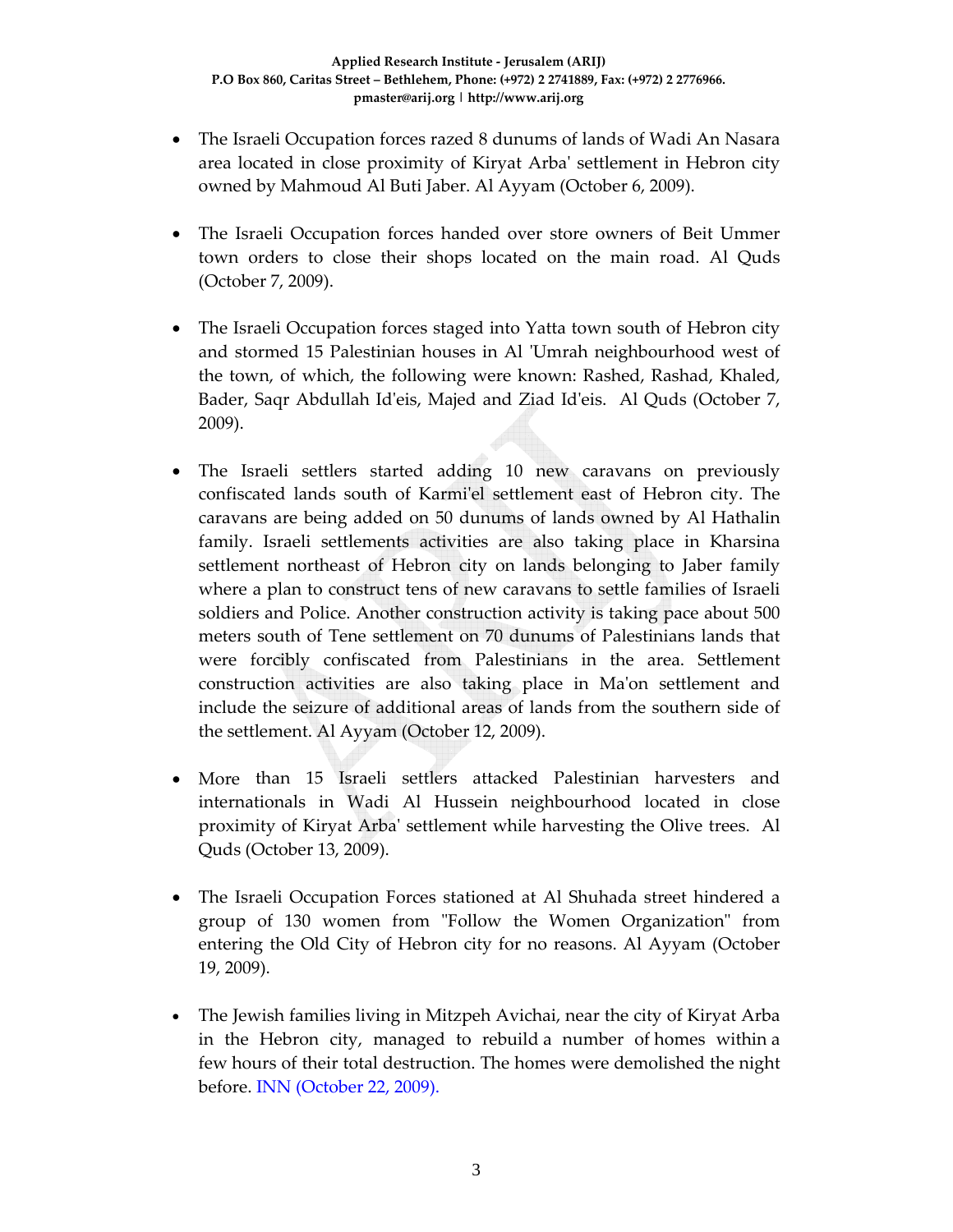- The Israeli Occupation forces razed 8 dunums of lands of Wadi An Nasara area located in close proximity of Kiryat Arba' settlement in Hebron city owned by Mahmoud Al Buti Jaber. Al Ayyam (October 6, 2009).

- The Israeli Occupation forces handed over store owners of Beit Ummer town orders to close their shops located on the main road. Al Quds (October 7, 2009).

- The Israeli Occupation forces staged into Yatta town south of Hebron city and stormed 15 Palestinian houses in Al 'Umrah neighbourhood west of the town, of which, the following were known: Rashed, Rashad, Khaled, Bader, Saqr Abdullah Id'eis, Majed and Ziad Id'eis. Al Quds (October 7, 2009).

- The Israeli settlers started adding 10 new caravans on previously confiscated lands south of Karmi'el settlement east of Hebron city. The caravans are being added on 50 dunums of lands owned by Al Hathalin family. Israeli settlements activities are also taking place in Kharsina settlement northeast of Hebron city on lands belonging to Jaber family where a plan to construct tens of new caravans to settle families of Israeli soldiers and Police. Another construction activity is taking pace about 500 meters south of Tene settlement on 70 dunums of Palestinians lands that were forcibly confiscated from Palestinians in the area. Settlement construction activities are also taking place in Ma'on settlement and include the seizure of additional areas of lands from the southern side of the settlement. Al Ayyam (October 12, 2009).

- More than 15 Israeli settlers attacked Palestinian harvesters and internationals in Wadi Al Hussein neighbourhood located in close proximity of Kiryat Arba' settlement while harvesting the Olive trees. Al Quds (October 13, 2009).

- The Israeli Occupation Forces stationed at Al Shuhada street hindered a group of 130 women from "Follow the Women Organization" from entering the Old City of Hebron city for no reasons. Al Ayyam (October 19, 2009).

- The Jewish families living in Mitzpeh Avichai, near the city of Kiryat Arba in the Hebron city, managed to rebuild a number of homes within a few hours of their total destruction. The homes were demolished the night before. INN (October 22, 2009).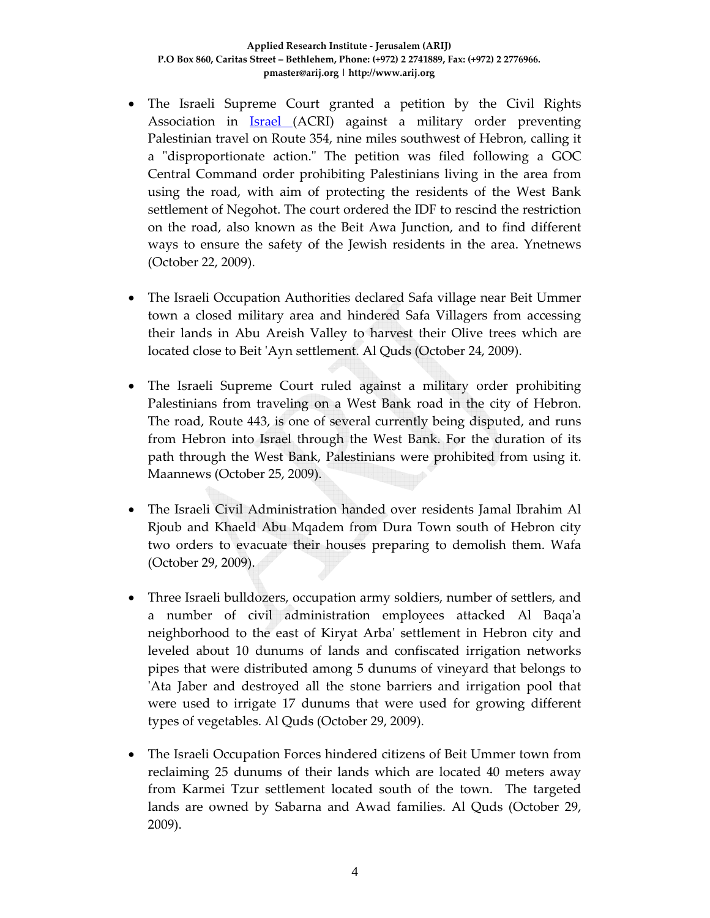- The Israeli Supreme Court granted a petition by the Civil Rights Association in Israel (ACRI) against a military order preventing Palestinian travel on Route 354, nine miles southwest of Hebron, calling it a "disproportionate action." The petition was filed following a GOC Central Command order prohibiting Palestinians living in the area from using the road, with aim of protecting the residents of the West Bank settlement of Negohot. The court ordered the IDF to rescind the restriction on the road, also known as the Beit Awa Junction, and to find different ways to ensure the safety of the Jewish residents in the area. Ynetnews (October 22, 2009).

- The Israeli Occupation Authorities declared Safa village near Beit Ummer town a closed military area and hindered Safa Villagers from accessing their lands in Abu Areish Valley to harvest their Olive trees which are located close to Beit 'Ayn settlement. Al Quds (October 24, 2009).

- The Israeli Supreme Court ruled against a military order prohibiting Palestinians from traveling on a West Bank road in the city of Hebron. The road, Route 443, is one of several currently being disputed, and runs from Hebron into Israel through the West Bank. For the duration of its path through the West Bank, Palestinians were prohibited from using it. Maannews (October 25, 2009).

- The Israeli Civil Administration handed over residents Jamal Ibrahim Al Rjoub and Khaeld Abu Mqadem from Dura Town south of Hebron city two orders to evacuate their houses preparing to demolish them. Wafa (October 29, 2009).

- Three Israeli bulldozers, occupation army soldiers, number of settlers, and a number of civil administration employees attacked Al Baqa'a neighborhood to the east of Kiryat Arba' settlement in Hebron city and leveled about 10 dunums of lands and confiscated irrigation networks pipes that were distributed among 5 dunums of vineyard that belongs to 'Ata Jaber and destroyed all the stone barriers and irrigation pool that were used to irrigate 17 dunums that were used for growing different types of vegetables. Al Quds (October 29, 2009).

- The Israeli Occupation Forces hindered citizens of Beit Ummer town from reclaiming 25 dunums of their lands which are located 40 meters away from Karmei Tzur settlement located south of the town. The targeted lands are owned by Sabarna and Awad families. Al Quds (October 29, 2009).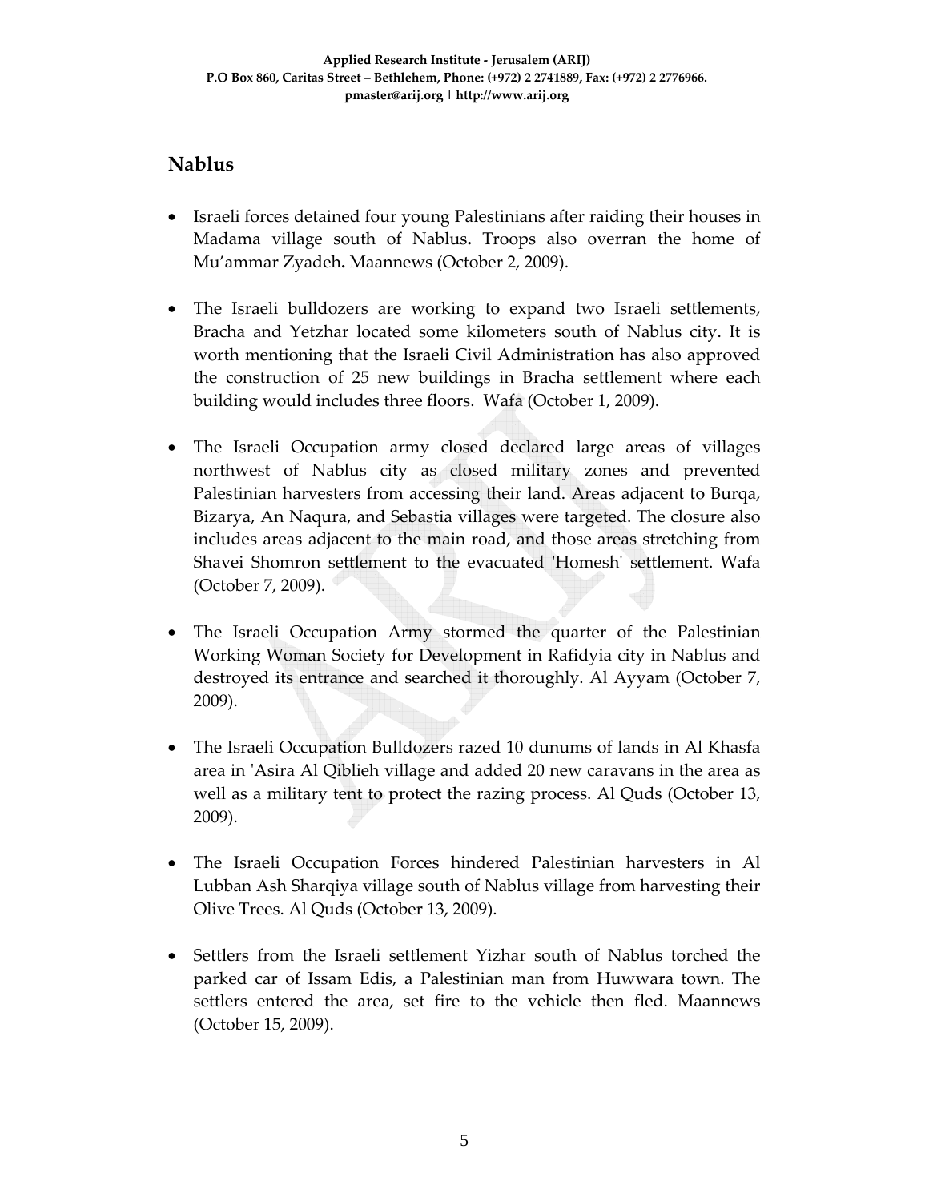## Nablus

- Israeli forces detained four young Palestinians after raiding their houses in Madama village south of Nablus**.** Troops also overran the home of Mu'ammar Zyadeh**.** Maannews (October 2, 2009).

- The Israeli bulldozers are working to expand two Israeli settlements, Bracha and Yetzhar located some kilometers south of Nablus city. It is worth mentioning that the Israeli Civil Administration has also approved the construction of 25 new buildings in Bracha settlement where each building would includes three floors. Wafa (October 1, 2009).

- The Israeli Occupation army closed declared large areas of villages northwest of Nablus city as closed military zones and prevented Palestinian harvesters from accessing their land. Areas adjacent to Burqa, Bizarya, An Naqura, and Sebastia villages were targeted. The closure also includes areas adjacent to the main road, and those areas stretching from Shavei Shomron settlement to the evacuated 'Homesh' settlement. Wafa (October 7, 2009).

- The Israeli Occupation Army stormed the quarter of the Palestinian Working Woman Society for Development in Rafidyia city in Nablus and destroyed its entrance and searched it thoroughly. Al Ayyam (October 7, 2009).

- The Israeli Occupation Bulldozers razed 10 dunums of lands in Al Khasfa area in 'Asira Al Qiblieh village and added 20 new caravans in the area as well as a military tent to protect the razing process. Al Quds (October 13, 2009).

- The Israeli Occupation Forces hindered Palestinian harvesters in Al Lubban Ash Sharqiya village south of Nablus village from harvesting their Olive Trees. Al Quds (October 13, 2009).

- Settlers from the Israeli settlement Yizhar south of Nablus torched the parked car of Issam Edis, a Palestinian man from Huwwara town. The settlers entered the area, set fire to the vehicle then fled. Maannews (October 15, 2009).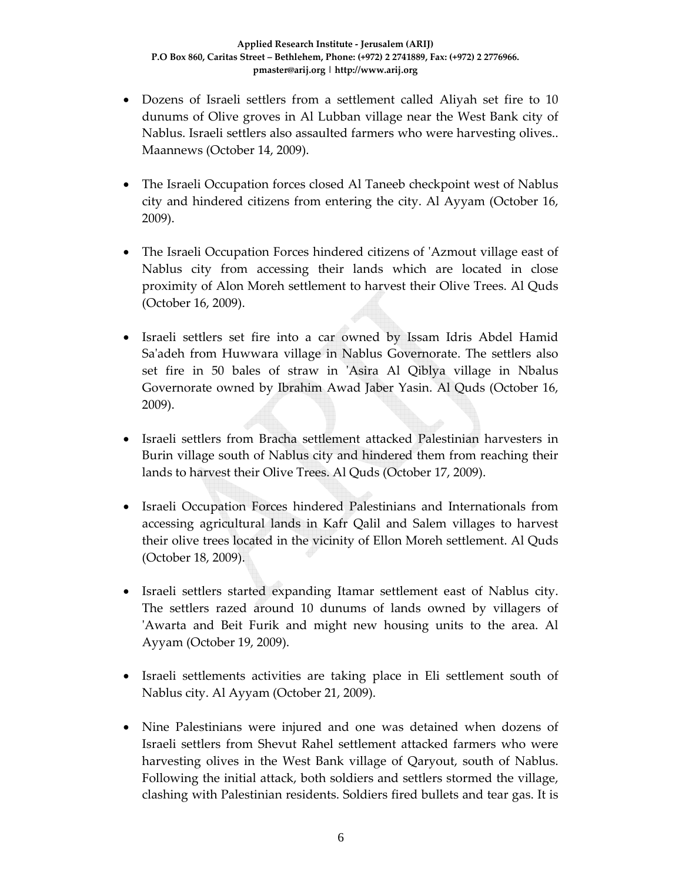- Dozens of Israeli settlers from a settlement called Aliyah set fire to 10 dunums of Olive groves in Al Lubban village near the West Bank city of Nablus. Israeli settlers also assaulted farmers who were harvesting olives.. Maannews (October 14, 2009).

- The Israeli Occupation forces closed Al Taneeb checkpoint west of Nablus city and hindered citizens from entering the city. Al Ayyam (October 16, 2009).

- The Israeli Occupation Forces hindered citizens of 'Azmout village east of Nablus city from accessing their lands which are located in close proximity of Alon Moreh settlement to harvest their Olive Trees. Al Quds (October 16, 2009).

- Israeli settlers set fire into a car owned by Issam Idris Abdel Hamid Sa'adeh from Huwwara village in Nablus Governorate. The settlers also set fire in 50 bales of straw in 'Asira Al Qiblya village in Nbalus Governorate owned by Ibrahim Awad Jaber Yasin. Al Quds (October 16, 2009).

- Israeli settlers from Bracha settlement attacked Palestinian harvesters in Burin village south of Nablus city and hindered them from reaching their lands to harvest their Olive Trees. Al Quds (October 17, 2009).

- Israeli Occupation Forces hindered Palestinians and Internationals from accessing agricultural lands in Kafr Qalil and Salem villages to harvest their olive trees located in the vicinity of Ellon Moreh settlement. Al Quds (October 18, 2009).

- Israeli settlers started expanding Itamar settlement east of Nablus city. The settlers razed around 10 dunums of lands owned by villagers of 'Awarta and Beit Furik and might new housing units to the area. Al Ayyam (October 19, 2009).

- Israeli settlements activities are taking place in Eli settlement south of Nablus city. Al Ayyam (October 21, 2009).

- Nine Palestinians were injured and one was detained when dozens of Israeli settlers from Shevut Rahel settlement attacked farmers who were harvesting olives in the West Bank village of Qaryout, south of Nablus. Following the initial attack, both soldiers and settlers stormed the village, clashing with Palestinian residents. Soldiers fired bullets and tear gas. It is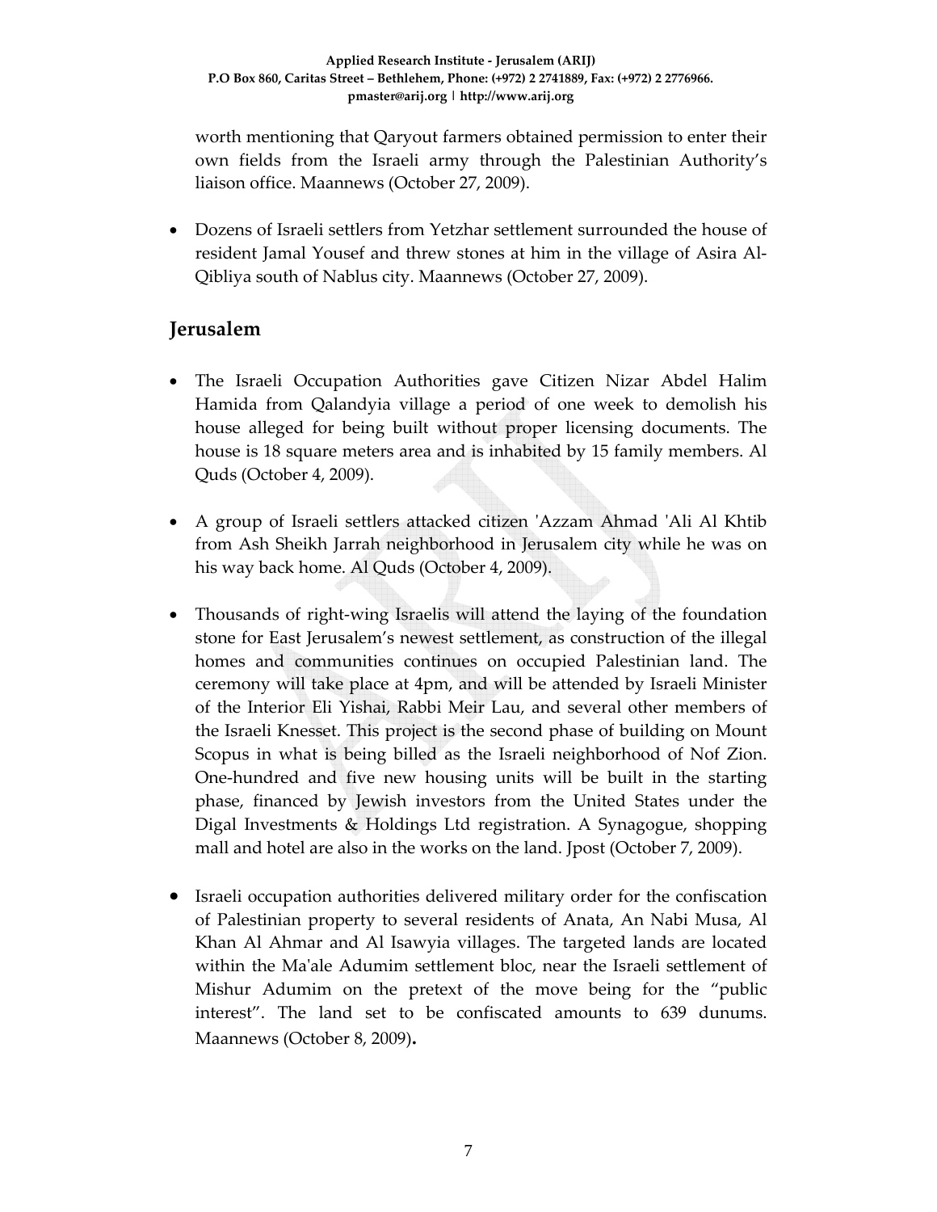worth mentioning that Qaryout farmers obtained permission to enter their own fields from the Israeli army through the Palestinian Authority's liaison office. Maannews (October 27, 2009).

- Dozens of Israeli settlers from Yetzhar settlement surrounded the house of resident Jamal Yousef and threw stones at him in the village of Asira Al-Qibliya south of Nablus city. Maannews (October 27, 2009).

## Jerusalem

- The Israeli Occupation Authorities gave Citizen Nizar Abdel Halim Hamida from Qalandyia village a period of one week to demolish his house alleged for being built without proper licensing documents. The house is 18 square meters area and is inhabited by 15 family members. Al Quds (October 4, 2009).

- A group of Israeli settlers attacked citizen 'Azzam Ahmad 'Ali Al Khtib from Ash Sheikh Jarrah neighborhood in Jerusalem city while he was on his way back home. Al Quds (October 4, 2009).

- Thousands of right-wing Israelis will attend the laying of the foundation stone for East Jerusalem's newest settlement, as construction of the illegal homes and communities continues on occupied Palestinian land. The ceremony will take place at 4pm, and will be attended by Israeli Minister of the Interior Eli Yishai, Rabbi Meir Lau, and several other members of the Israeli Knesset. This project is the second phase of building on Mount Scopus in what is being billed as the Israeli neighborhood of Nof Zion. One-hundred and five new housing units will be built in the starting phase, financed by Jewish investors from the United States under the Digal Investments & Holdings Ltd registration. A Synagogue, shopping mall and hotel are also in the works on the land. Jpost (October 7, 2009).

- Israeli occupation authorities delivered military order for the confiscation of Palestinian property to several residents of Anata, An Nabi Musa, Al Khan Al Ahmar and Al Isawyia villages. The targeted lands are located within the Ma'ale Adumim settlement bloc, near the Israeli settlement of Mishur Adumim on the pretext of the move being for the "public interest". The land set to be confiscated amounts to 639 dunums. Maannews (October 8, 2009).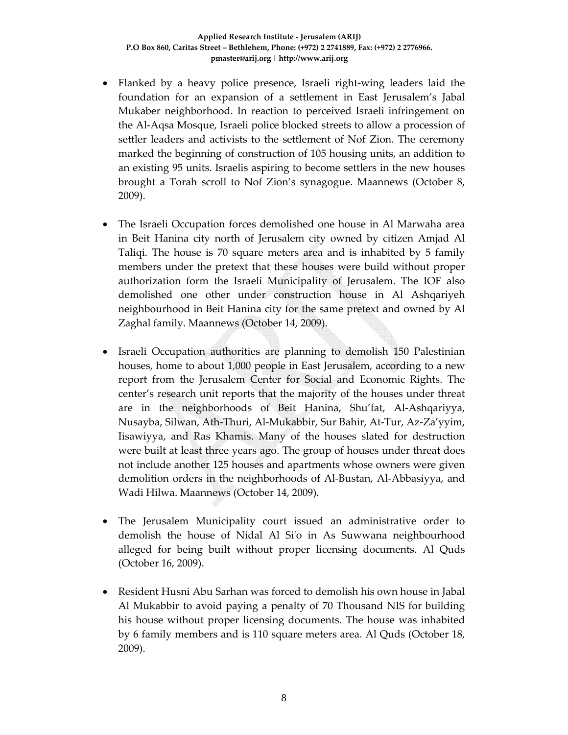- Flanked by a heavy police presence, Israeli right-wing leaders laid the foundation for an expansion of a settlement in East Jerusalem's Jabal Mukaber neighborhood. In reaction to perceived Israeli infringement on the Al-Aqsa Mosque, Israeli police blocked streets to allow a procession of settler leaders and activists to the settlement of Nof Zion. The ceremony marked the beginning of construction of 105 housing units, an addition to an existing 95 units. Israelis aspiring to become settlers in the new houses brought a Torah scroll to Nof Zion's synagogue. Maannews (October 8, 2009).

- The Israeli Occupation forces demolished one house in Al Marwaha area in Beit Hanina city north of Jerusalem city owned by citizen Amjad Al Taliqi. The house is 70 square meters area and is inhabited by 5 family members under the pretext that these houses were build without proper authorization form the Israeli Municipality of Jerusalem. The IOF also demolished one other under construction house in Al Ashqariyeh neighbourhood in Beit Hanina city for the same pretext and owned by Al Zaghal family. Maannews (October 14, 2009).

- Israeli Occupation authorities are planning to demolish 150 Palestinian houses, home to about 1,000 people in East Jerusalem, according to a new report from the Jerusalem Center for Social and Economic Rights. The center's research unit reports that the majority of the houses under threat are in the neighborhoods of Beit Hanina, Shu'fat, Al-Ashqariyya, Nusayba, Silwan, Ath-Thuri, Al-Mukabbir, Sur Bahir, At-Tur, Az-Za'yyim, Iisawiyya, and Ras Khamis. Many of the houses slated for destruction were built at least three years ago. The group of houses under threat does not include another 125 houses and apartments whose owners were given demolition orders in the neighborhoods of Al-Bustan, Al-Abbasiyya, and Wadi Hilwa. Maannews (October 14, 2009).

- The Jerusalem Municipality court issued an administrative order to demolish the house of Nidal Al Si'o in As Suwwana neighbourhood alleged for being built without proper licensing documents. Al Quds (October 16, 2009).

- Resident Husni Abu Sarhan was forced to demolish his own house in Jabal Al Mukabbir to avoid paying a penalty of 70 Thousand NIS for building his house without proper licensing documents. The house was inhabited by 6 family members and is 110 square meters area. Al Quds (October 18, 2009).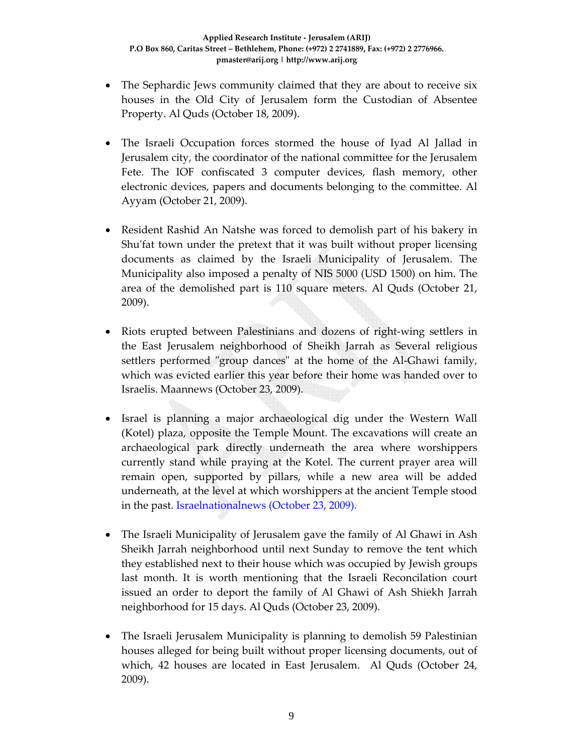- The Sephardic Jews community claimed that they are about to receive six houses in the Old City of Jerusalem form the Custodian of Absentee Property. Al Quds (October 18, 2009).

- The Israeli Occupation forces stormed the house of Iyad Al Jallad in Jerusalem city, the coordinator of the national committee for the Jerusalem Fete. The IOF confiscated 3 computer devices, flash memory, other electronic devices, papers and documents belonging to the committee. Al Ayyam (October 21, 2009).

- Resident Rashid An Natshe was forced to demolish part of his bakery in Shu'fat town under the pretext that it was built without proper licensing documents as claimed by the Israeli Municipality of Jerusalem. The Municipality also imposed a penalty of NIS 5000 (USD 1500) on him. The area of the demolished part is 110 square meters. Al Quds (October 21, 2009).

- Riots erupted between Palestinians and dozens of right-wing settlers in the East Jerusalem neighborhood of Sheikh Jarrah as Several religious settlers performed "group dances" at the home of the Al-Ghawi family, which was evicted earlier this year before their home was handed over to Israelis. Maannews (October 23, 2009).

- Israel is planning a major archaeological dig under the Western Wall (Kotel) plaza, opposite the Temple Mount. The excavations will create an archaeological park directly underneath the area where worshippers currently stand while praying at the Kotel. The current prayer area will remain open, supported by pillars, while a new area will be added underneath, at the level at which worshippers at the ancient Temple stood in the past. Israelnationalnews (October 23, 2009).

- The Israeli Municipality of Jerusalem gave the family of Al Ghawi in Ash Sheikh Jarrah neighborhood until next Sunday to remove the tent which they established next to their house which was occupied by Jewish groups last month. It is worth mentioning that the Israeli Reconcilation court issued an order to deport the family of Al Ghawi of Ash Shiekh Jarrah neighborhood for 15 days. Al Quds (October 23, 2009).

- The Israeli Jerusalem Municipality is planning to demolish 59 Palestinian houses alleged for being built without proper licensing documents, out of which, 42 houses are located in East Jerusalem. Al Quds (October 24, 2009).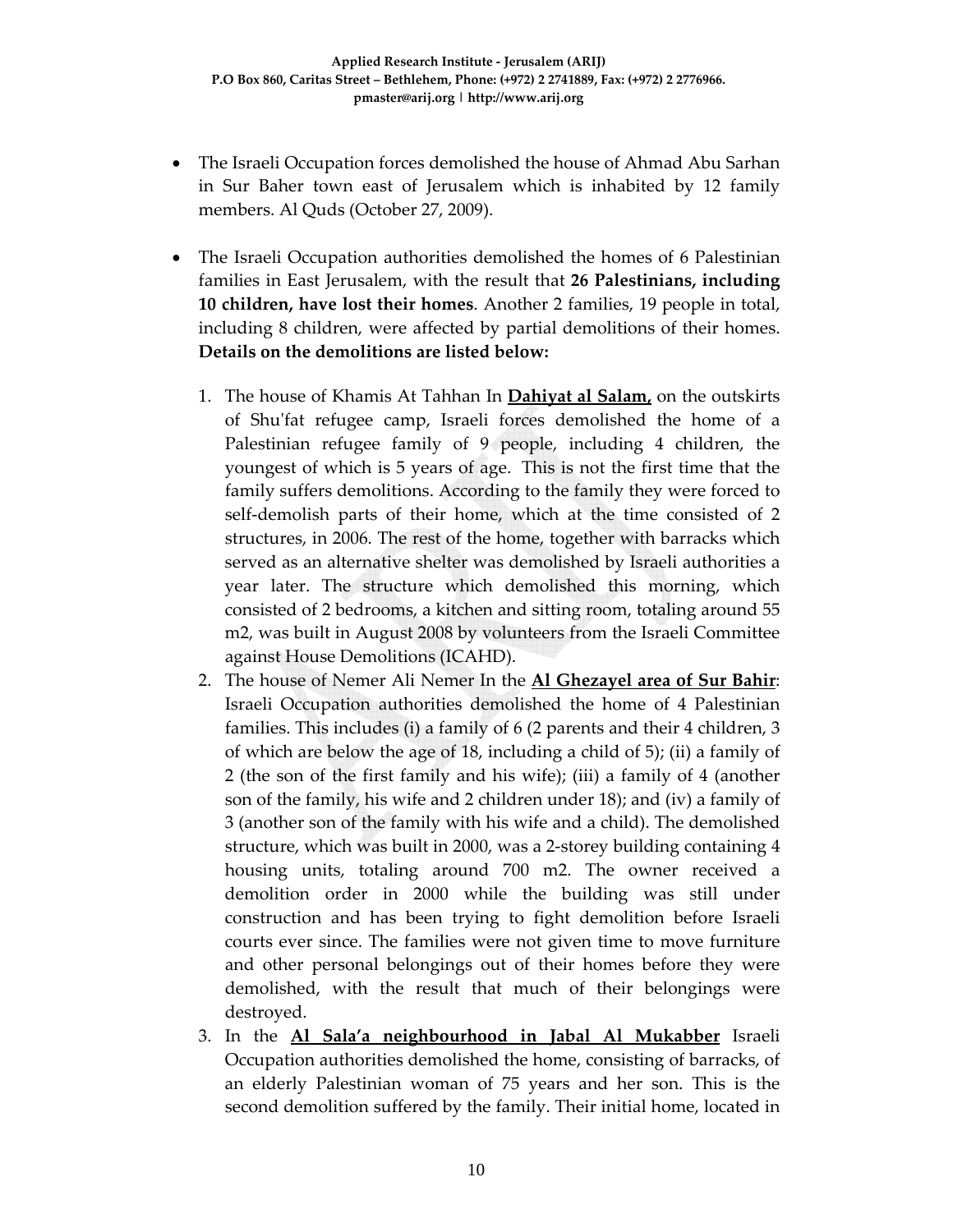- The Israeli Occupation forces demolished the house of Ahmad Abu Sarhan in Sur Baher town east of Jerusalem which is inhabited by 12 family members. Al Quds (October 27, 2009).

- The Israeli Occupation authorities demolished the homes of 6 Palestinian families in East Jerusalem, with the result that **26 Palestinians, including 10 children, have lost their homes**. Another 2 families, 19 people in total, including 8 children, were affected by partial demolitions of their homes. **Details on the demolitions are listed below:**

  1. The house of Khamis At Tahhan In **Dahiyat al Salam,** on the outskirts of Shu'fat refugee camp, Israeli forces demolished the home of a Palestinian refugee family of 9 people, including 4 children, the youngest of which is 5 years of age. This is not the first time that the family suffers demolitions. According to the family they were forced to self-demolish parts of their home, which at the time consisted of 2 structures, in 2006. The rest of the home, together with barracks which served as an alternative shelter was demolished by Israeli authorities a year later. The structure which demolished this morning, which consisted of 2 bedrooms, a kitchen and sitting room, totaling around 55 m2, was built in August 2008 by volunteers from the Israeli Committee against House Demolitions (ICAHD).
  2. The house of Nemer Ali Nemer In the **Al Ghezayel area of Sur Bahir**: Israeli Occupation authorities demolished the home of 4 Palestinian families. This includes (i) a family of 6 (2 parents and their 4 children, 3 of which are below the age of 18, including a child of 5); (ii) a family of 2 (the son of the first family and his wife); (iii) a family of 4 (another son of the family, his wife and 2 children under 18); and (iv) a family of 3 (another son of the family with his wife and a child). The demolished structure, which was built in 2000, was a 2-storey building containing 4 housing units, totaling around 700 m2. The owner received a demolition order in 2000 while the building was still under construction and has been trying to fight demolition before Israeli courts ever since. The families were not given time to move furniture and other personal belongings out of their homes before they were demolished, with the result that much of their belongings were destroyed.
  3. In the **Al Sala'a neighbourhood in Jabal Al Mukabber** Israeli Occupation authorities demolished the home, consisting of barracks, of an elderly Palestinian woman of 75 years and her son. This is the second demolition suffered by the family. Their initial home, located in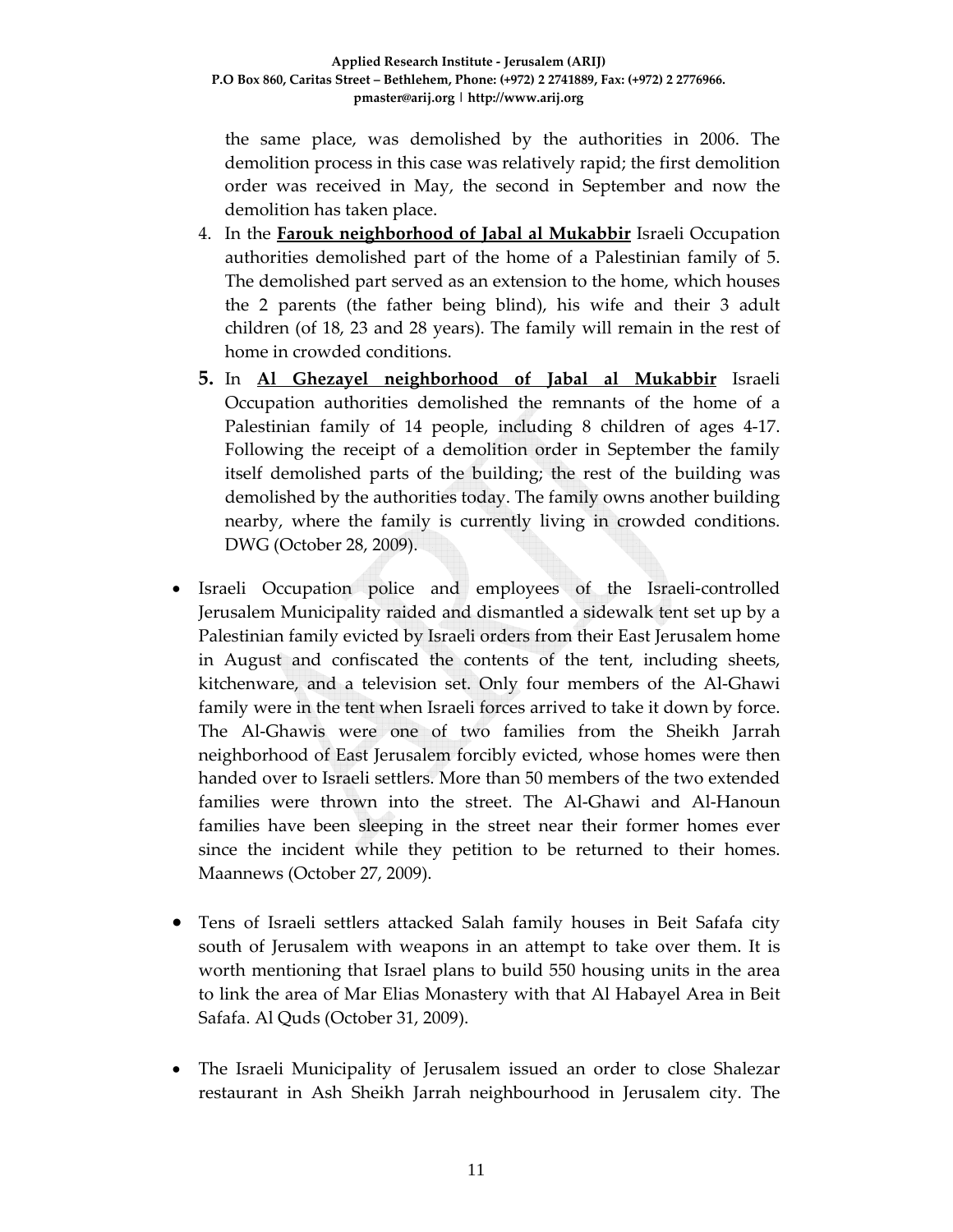the same place, was demolished by the authorities in 2006. The demolition process in this case was relatively rapid; the first demolition order was received in May, the second in September and now the demolition has taken place.

4. In the **Farouk neighborhood of Jabal al Mukabbir** Israeli Occupation authorities demolished part of the home of a Palestinian family of 5. The demolished part served as an extension to the home, which houses the 2 parents (the father being blind), his wife and their 3 adult children (of 18, 23 and 28 years). The family will remain in the rest of home in crowded conditions.
5. In **Al Ghezayel neighborhood of Jabal al Mukabbir** Israeli Occupation authorities demolished the remnants of the home of a Palestinian family of 14 people, including 8 children of ages 4-17. Following the receipt of a demolition order in September the family itself demolished parts of the building; the rest of the building was demolished by the authorities today. The family owns another building nearby, where the family is currently living in crowded conditions. DWG (October 28, 2009).

- Israeli Occupation police and employees of the Israeli-controlled Jerusalem Municipality raided and dismantled a sidewalk tent set up by a Palestinian family evicted by Israeli orders from their East Jerusalem home in August and confiscated the contents of the tent, including sheets, kitchenware, and a television set. Only four members of the Al-Ghawi family were in the tent when Israeli forces arrived to take it down by force. The Al-Ghawis were one of two families from the Sheikh Jarrah neighborhood of East Jerusalem forcibly evicted, whose homes were then handed over to Israeli settlers. More than 50 members of the two extended families were thrown into the street. The Al-Ghawi and Al-Hanoun families have been sleeping in the street near their former homes ever since the incident while they petition to be returned to their homes. Maannews (October 27, 2009).

- Tens of Israeli settlers attacked Salah family houses in Beit Safafa city south of Jerusalem with weapons in an attempt to take over them. It is worth mentioning that Israel plans to build 550 housing units in the area to link the area of Mar Elias Monastery with that Al Habayel Area in Beit Safafa. Al Quds (October 31, 2009).

- The Israeli Municipality of Jerusalem issued an order to close Shalezar restaurant in Ash Sheikh Jarrah neighbourhood in Jerusalem city. The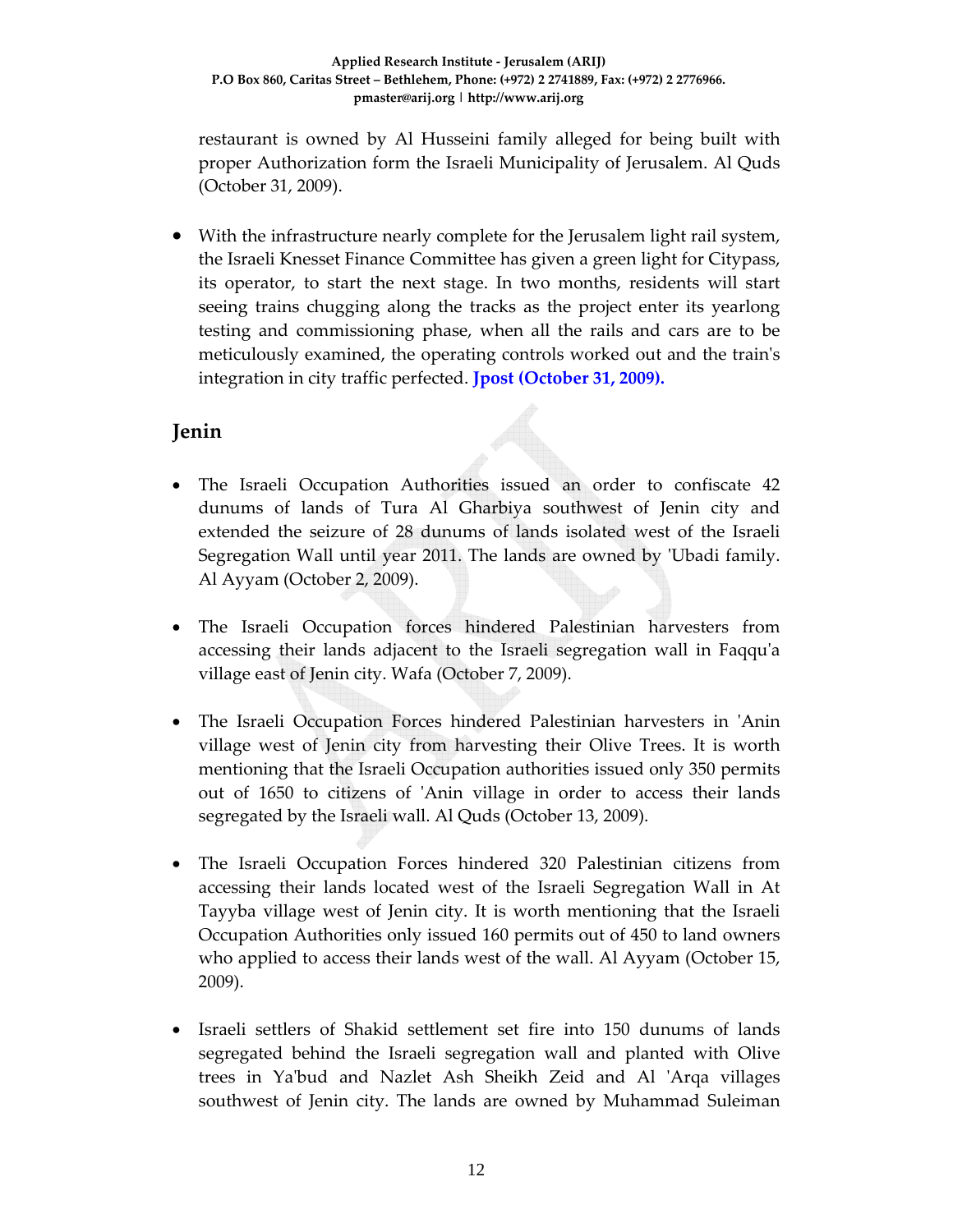restaurant is owned by Al Husseini family alleged for being built with proper Authorization form the Israeli Municipality of Jerusalem. Al Quds (October 31, 2009).

- With the infrastructure nearly complete for the Jerusalem light rail system, the Israeli Knesset Finance Committee has given a green light for Citypass, its operator, to start the next stage. In two months, residents will start seeing trains chugging along the tracks as the project enter its yearlong testing and commissioning phase, when all the rails and cars are to be meticulously examined, the operating controls worked out and the train's integration in city traffic perfected. **Jpost (October 31, 2009).**

## Jenin

- The Israeli Occupation Authorities issued an order to confiscate 42 dunums of lands of Tura Al Gharbiya southwest of Jenin city and extended the seizure of 28 dunums of lands isolated west of the Israeli Segregation Wall until year 2011. The lands are owned by 'Ubadi family. Al Ayyam (October 2, 2009).

- The Israeli Occupation forces hindered Palestinian harvesters from accessing their lands adjacent to the Israeli segregation wall in Faqqu'a village east of Jenin city. Wafa (October 7, 2009).

- The Israeli Occupation Forces hindered Palestinian harvesters in 'Anin village west of Jenin city from harvesting their Olive Trees. It is worth mentioning that the Israeli Occupation authorities issued only 350 permits out of 1650 to citizens of 'Anin village in order to access their lands segregated by the Israeli wall. Al Quds (October 13, 2009).

- The Israeli Occupation Forces hindered 320 Palestinian citizens from accessing their lands located west of the Israeli Segregation Wall in At Tayyba village west of Jenin city. It is worth mentioning that the Israeli Occupation Authorities only issued 160 permits out of 450 to land owners who applied to access their lands west of the wall. Al Ayyam (October 15, 2009).

- Israeli settlers of Shakid settlement set fire into 150 dunums of lands segregated behind the Israeli segregation wall and planted with Olive trees in Ya'bud and Nazlet Ash Sheikh Zeid and Al 'Arqa villages southwest of Jenin city. The lands are owned by Muhammad Suleiman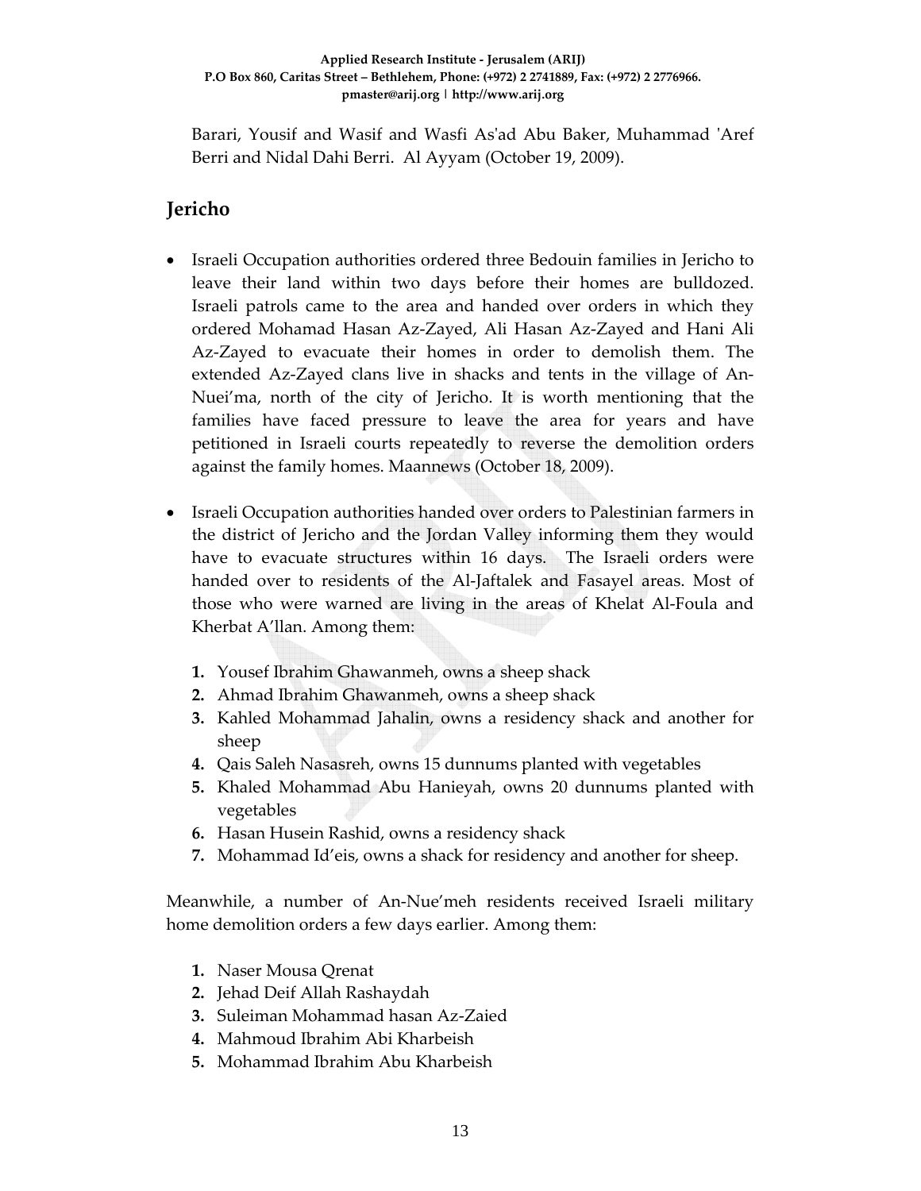Barari, Yousif and Wasif and Wasfi As'ad Abu Baker, Muhammad 'Aref Berri and Nidal Dahi Berri. Al Ayyam (October 19, 2009).

## Jericho

- Israeli Occupation authorities ordered three Bedouin families in Jericho to leave their land within two days before their homes are bulldozed. Israeli patrols came to the area and handed over orders in which they ordered Mohamad Hasan Az-Zayed, Ali Hasan Az-Zayed and Hani Ali Az-Zayed to evacuate their homes in order to demolish them. The extended Az-Zayed clans live in shacks and tents in the village of An-Nuei'ma, north of the city of Jericho. It is worth mentioning that the families have faced pressure to leave the area for years and have petitioned in Israeli courts repeatedly to reverse the demolition orders against the family homes. Maannews (October 18, 2009).

- Israeli Occupation authorities handed over orders to Palestinian farmers in the district of Jericho and the Jordan Valley informing them they would have to evacuate structures within 16 days. The Israeli orders were handed over to residents of the Al-Jaftalek and Fasayel areas. Most of those who were warned are living in the areas of Khelat Al-Foula and Kherbat A'llan. Among them:

  1. Yousef Ibrahim Ghawanmeh, owns a sheep shack
  2. Ahmad Ibrahim Ghawanmeh, owns a sheep shack
  3. Kahled Mohammad Jahalin, owns a residency shack and another for sheep
  4. Qais Saleh Nasasreh, owns 15 dunnums planted with vegetables
  5. Khaled Mohammad Abu Hanieyah, owns 20 dunnums planted with vegetables
  6. Hasan Husein Rashid, owns a residency shack
  7. Mohammad Id'eis, owns a shack for residency and another for sheep.

Meanwhile, a number of An-Nue'meh residents received Israeli military home demolition orders a few days earlier. Among them:

1. Naser Mousa Qrenat
2. Jehad Deif Allah Rashaydah
3. Suleiman Mohammad hasan Az-Zaied
4. Mahmoud Ibrahim Abi Kharbeish
5. Mohammad Ibrahim Abu Kharbeish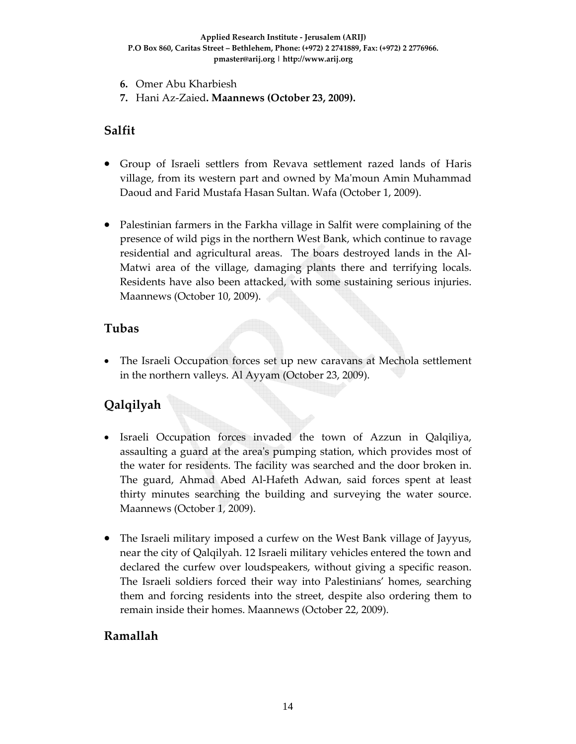6. Omer Abu Kharbiesh
7. Hani Az-Zaied. **Maannews (October 23, 2009).**

## Salfit

- Group of Israeli settlers from Revava settlement razed lands of Haris village, from its western part and owned by Ma'moun Amin Muhammad Daoud and Farid Mustafa Hasan Sultan. Wafa (October 1, 2009).

- Palestinian farmers in the Farkha village in Salfit were complaining of the presence of wild pigs in the northern West Bank, which continue to ravage residential and agricultural areas. The boars destroyed lands in the Al-Matwi area of the village, damaging plants there and terrifying locals. Residents have also been attacked, with some sustaining serious injuries. Maannews (October 10, 2009).

## Tubas

- The Israeli Occupation forces set up new caravans at Mechola settlement in the northern valleys. Al Ayyam (October 23, 2009).

## Qalqilyah

- Israeli Occupation forces invaded the town of Azzun in Qalqiliya, assaulting a guard at the area's pumping station, which provides most of the water for residents. The facility was searched and the door broken in. The guard, Ahmad Abed Al-Hafeth Adwan, said forces spent at least thirty minutes searching the building and surveying the water source. Maannews (October 1, 2009).

- The Israeli military imposed a curfew on the West Bank village of Jayyus, near the city of Qalqilyah. 12 Israeli military vehicles entered the town and declared the curfew over loudspeakers, without giving a specific reason. The Israeli soldiers forced their way into Palestinians' homes, searching them and forcing residents into the street, despite also ordering them to remain inside their homes. Maannews (October 22, 2009).

## Ramallah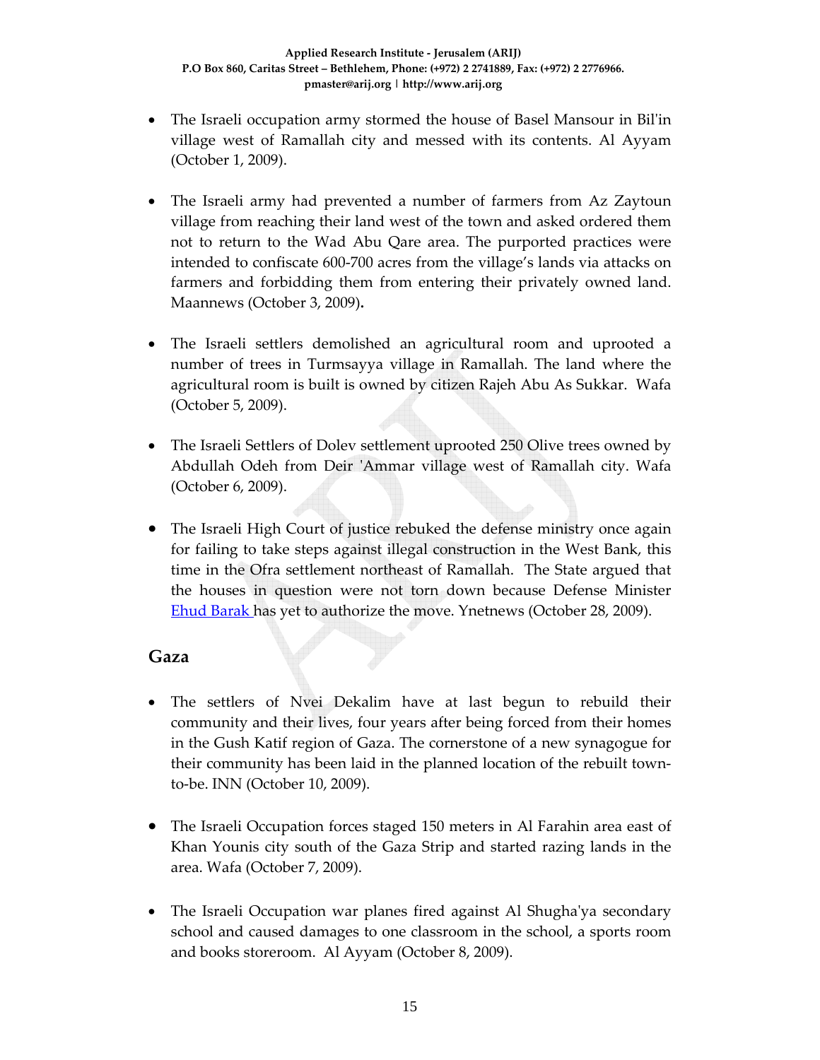- The Israeli occupation army stormed the house of Basel Mansour in Bil'in village west of Ramallah city and messed with its contents. Al Ayyam (October 1, 2009).

- The Israeli army had prevented a number of farmers from Az Zaytoun village from reaching their land west of the town and asked ordered them not to return to the Wad Abu Qare area. The purported practices were intended to confiscate 600-700 acres from the village's lands via attacks on farmers and forbidding them from entering their privately owned land. Maannews (October 3, 2009).

- The Israeli settlers demolished an agricultural room and uprooted a number of trees in Turmsayya village in Ramallah. The land where the agricultural room is built is owned by citizen Rajeh Abu As Sukkar. Wafa (October 5, 2009).

- The Israeli Settlers of Dolev settlement uprooted 250 Olive trees owned by Abdullah Odeh from Deir 'Ammar village west of Ramallah city. Wafa (October 6, 2009).

- The Israeli High Court of justice rebuked the defense ministry once again for failing to take steps against illegal construction in the West Bank, this time in the Ofra settlement northeast of Ramallah. The State argued that the houses in question were not torn down because Defense Minister Ehud Barak has yet to authorize the move. Ynetnews (October 28, 2009).

## Gaza

- The settlers of Nvei Dekalim have at last begun to rebuild their community and their lives, four years after being forced from their homes in the Gush Katif region of Gaza. The cornerstone of a new synagogue for their community has been laid in the planned location of the rebuilt town-to-be. INN (October 10, 2009).

- The Israeli Occupation forces staged 150 meters in Al Farahin area east of Khan Younis city south of the Gaza Strip and started razing lands in the area. Wafa (October 7, 2009).

- The Israeli Occupation war planes fired against Al Shugha'ya secondary school and caused damages to one classroom in the school, a sports room and books storeroom. Al Ayyam (October 8, 2009).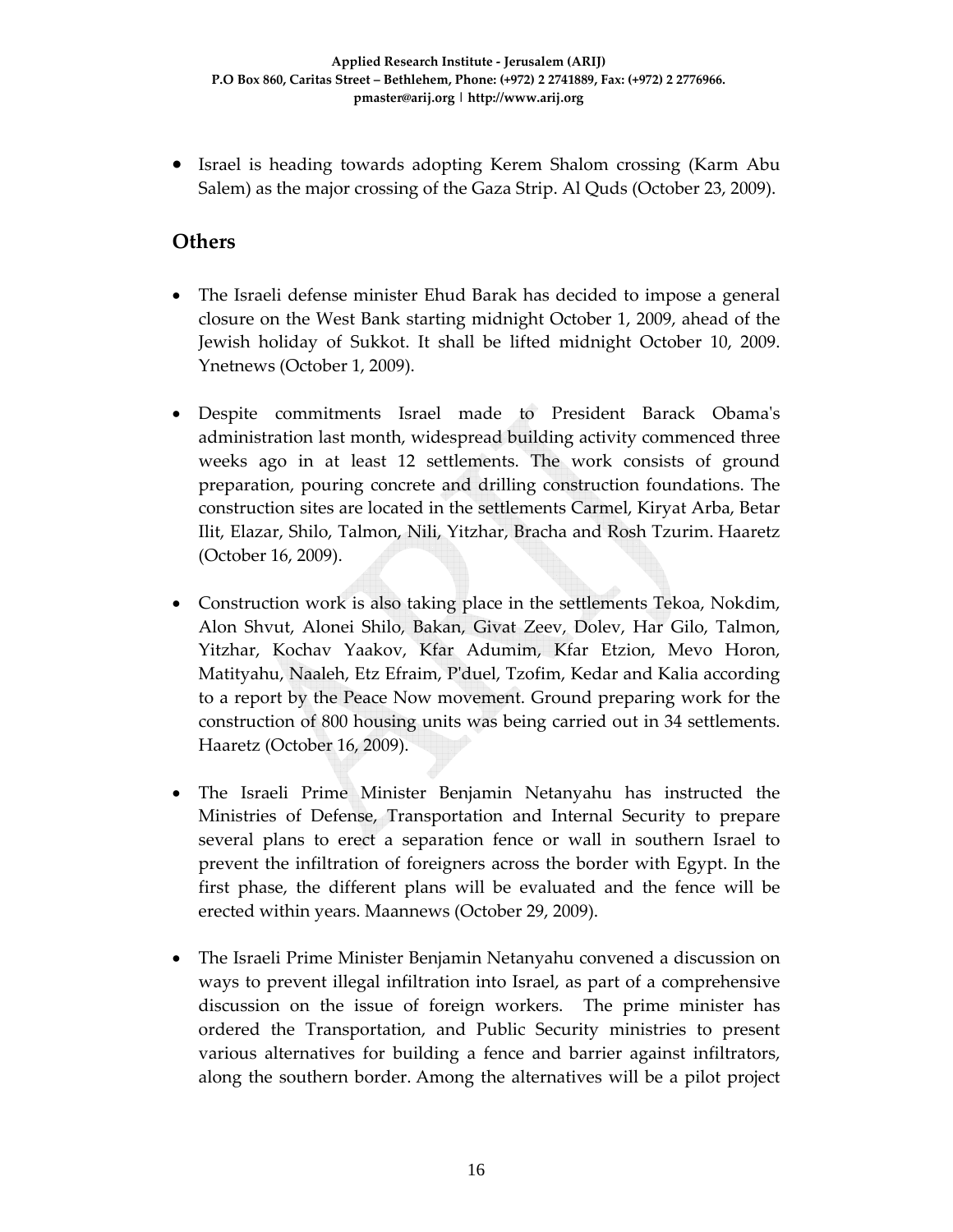- Israel is heading towards adopting Kerem Shalom crossing (Karm Abu Salem) as the major crossing of the Gaza Strip. Al Quds (October 23, 2009).

## Others

- The Israeli defense minister Ehud Barak has decided to impose a general closure on the West Bank starting midnight October 1, 2009, ahead of the Jewish holiday of Sukkot. It shall be lifted midnight October 10, 2009. Ynetnews (October 1, 2009).

- Despite commitments Israel made to President Barack Obama's administration last month, widespread building activity commenced three weeks ago in at least 12 settlements. The work consists of ground preparation, pouring concrete and drilling construction foundations. The construction sites are located in the settlements Carmel, Kiryat Arba, Betar Ilit, Elazar, Shilo, Talmon, Nili, Yitzhar, Bracha and Rosh Tzurim. Haaretz (October 16, 2009).

- Construction work is also taking place in the settlements Tekoa, Nokdim, Alon Shvut, Alonei Shilo, Bakan, Givat Zeev, Dolev, Har Gilo, Talmon, Yitzhar, Kochav Yaakov, Kfar Adumim, Kfar Etzion, Mevo Horon, Matityahu, Naaleh, Etz Efraim, P'duel, Tzofim, Kedar and Kalia according to a report by the Peace Now movement. Ground preparing work for the construction of 800 housing units was being carried out in 34 settlements. Haaretz (October 16, 2009).

- The Israeli Prime Minister Benjamin Netanyahu has instructed the Ministries of Defense, Transportation and Internal Security to prepare several plans to erect a separation fence or wall in southern Israel to prevent the infiltration of foreigners across the border with Egypt. In the first phase, the different plans will be evaluated and the fence will be erected within years. Maannews (October 29, 2009).

- The Israeli Prime Minister Benjamin Netanyahu convened a discussion on ways to prevent illegal infiltration into Israel, as part of a comprehensive discussion on the issue of foreign workers. The prime minister has ordered the Transportation, and Public Security ministries to present various alternatives for building a fence and barrier against infiltrators, along the southern border. Among the alternatives will be a pilot project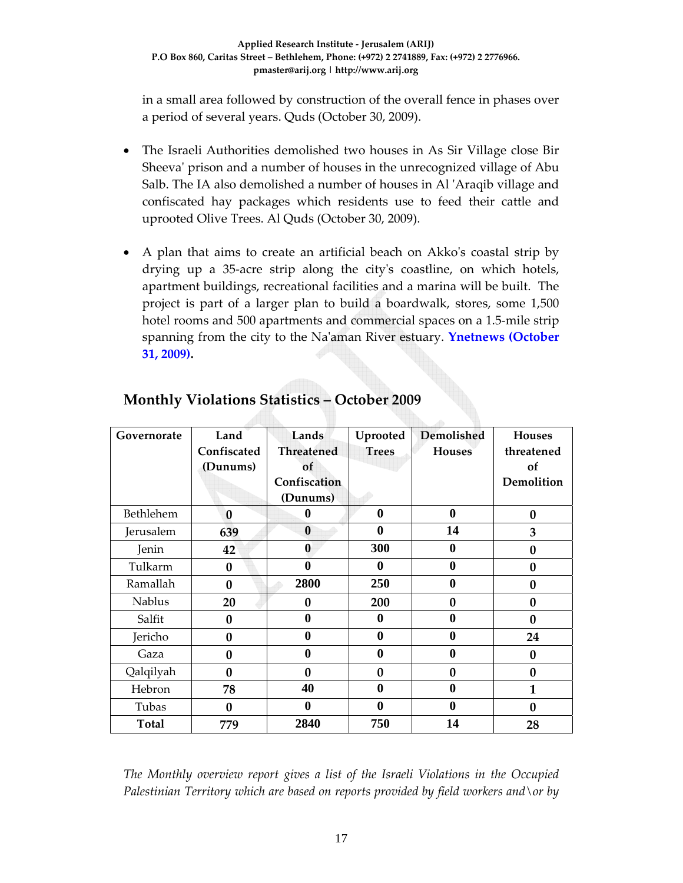in a small area followed by construction of the overall fence in phases over a period of several years. Quds (October 30, 2009).

- The Israeli Authorities demolished two houses in As Sir Village close Bir Sheeva' prison and a number of houses in the unrecognized village of Abu Salb. The IA also demolished a number of houses in Al 'Araqib village and confiscated hay packages which residents use to feed their cattle and uprooted Olive Trees. Al Quds (October 30, 2009).

- A plan that aims to create an artificial beach on Akko's coastal strip by drying up a 35-acre strip along the city's coastline, on which hotels, apartment buildings, recreational facilities and a marina will be built. The project is part of a larger plan to build a boardwalk, stores, some 1,500 hotel rooms and 500 apartments and commercial spaces on a 1.5-mile strip spanning from the city to the Na'aman River estuary. **Ynetnews (October 31, 2009).**

## Monthly Violations Statistics – October 2009

| Governorate | Land Confiscated (Dunums) | Lands Threatened of Confiscation (Dunums) | Uprooted Trees | Demolished Houses | Houses threatened of Demolition |
|---|---|---|---|---|---|
| Bethlehem | 0 | 0 | 0 | 0 | 0 |
| Jerusalem | 639 | 0 | 0 | 14 | 3 |
| Jenin | 42 | 0 | 300 | 0 | 0 |
| Tulkarm | 0 | 0 | 0 | 0 | 0 |
| Ramallah | 0 | 2800 | 250 | 0 | 0 |
| Nablus | 20 | 0 | 200 | 0 | 0 |
| Salfit | 0 | 0 | 0 | 0 | 0 |
| Jericho | 0 | 0 | 0 | 0 | 24 |
| Gaza | 0 | 0 | 0 | 0 | 0 |
| Qalqilyah | 0 | 0 | 0 | 0 | 0 |
| Hebron | 78 | 40 | 0 | 0 | 1 |
| Tubas | 0 | 0 | 0 | 0 | 0 |
| **Total** | **779** | **2840** | **750** | **14** | **28** |

*The Monthly overview report gives a list of the Israeli Violations in the Occupied Palestinian Territory which are based on reports provided by field workers and\or by*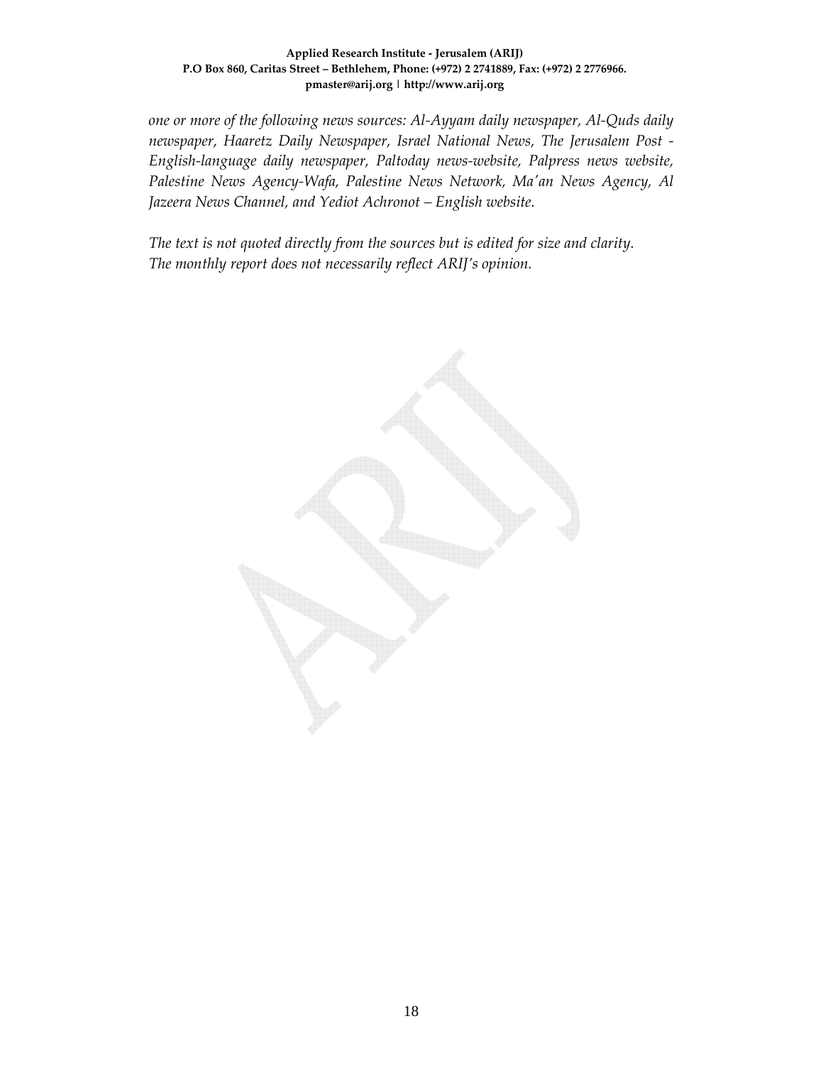*one or more of the following news sources: Al-Ayyam daily newspaper, Al-Quds daily newspaper, Haaretz Daily Newspaper, Israel National News, The Jerusalem Post - English-language daily newspaper, Paltoday news-website, Palpress news website, Palestine News Agency-Wafa, Palestine News Network, Ma'an News Agency, Al Jazeera News Channel, and Yediot Achronot – English website.*

*The text is not quoted directly from the sources but is edited for size and clarity.*
*The monthly report does not necessarily reflect ARIJ's opinion.*